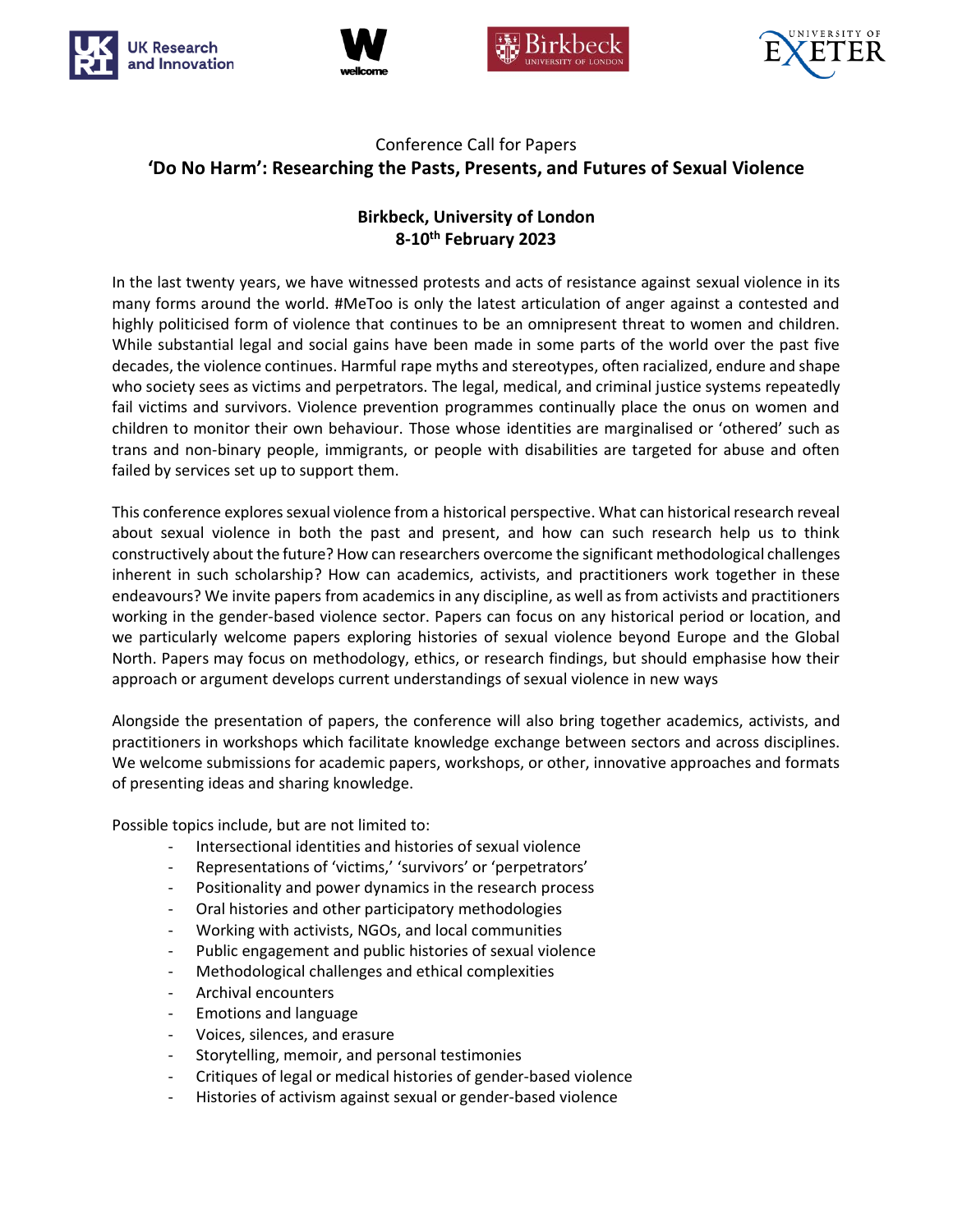Conference Call for Papers

# 'Do No Harm': Researching the Pasts, Presents, and Futures of Sexual Violence

**Birkbeck, University of London**
**8-10th February 2023**

In the last twenty years, we have witnessed protests and acts of resistance against sexual violence in its many forms around the world. #MeToo is only the latest articulation of anger against a contested and highly politicised form of violence that continues to be an omnipresent threat to women and children. While substantial legal and social gains have been made in some parts of the world over the past five decades, the violence continues. Harmful rape myths and stereotypes, often racialized, endure and shape who society sees as victims and perpetrators. The legal, medical, and criminal justice systems repeatedly fail victims and survivors. Violence prevention programmes continually place the onus on women and children to monitor their own behaviour. Those whose identities are marginalised or 'othered' such as trans and non-binary people, immigrants, or people with disabilities are targeted for abuse and often failed by services set up to support them.

This conference explores sexual violence from a historical perspective. What can historical research reveal about sexual violence in both the past and present, and how can such research help us to think constructively about the future? How can researchers overcome the significant methodological challenges inherent in such scholarship? How can academics, activists, and practitioners work together in these endeavours? We invite papers from academics in any discipline, as well as from activists and practitioners working in the gender-based violence sector. Papers can focus on any historical period or location, and we particularly welcome papers exploring histories of sexual violence beyond Europe and the Global North. Papers may focus on methodology, ethics, or research findings, but should emphasise how their approach or argument develops current understandings of sexual violence in new ways

Alongside the presentation of papers, the conference will also bring together academics, activists, and practitioners in workshops which facilitate knowledge exchange between sectors and across disciplines. We welcome submissions for academic papers, workshops, or other, innovative approaches and formats of presenting ideas and sharing knowledge.

Possible topics include, but are not limited to:

- Intersectional identities and histories of sexual violence
- Representations of 'victims,' 'survivors' or 'perpetrators'
- Positionality and power dynamics in the research process
- Oral histories and other participatory methodologies
- Working with activists, NGOs, and local communities
- Public engagement and public histories of sexual violence
- Methodological challenges and ethical complexities
- Archival encounters
- Emotions and language
- Voices, silences, and erasure
- Storytelling, memoir, and personal testimonies
- Critiques of legal or medical histories of gender-based violence
- Histories of activism against sexual or gender-based violence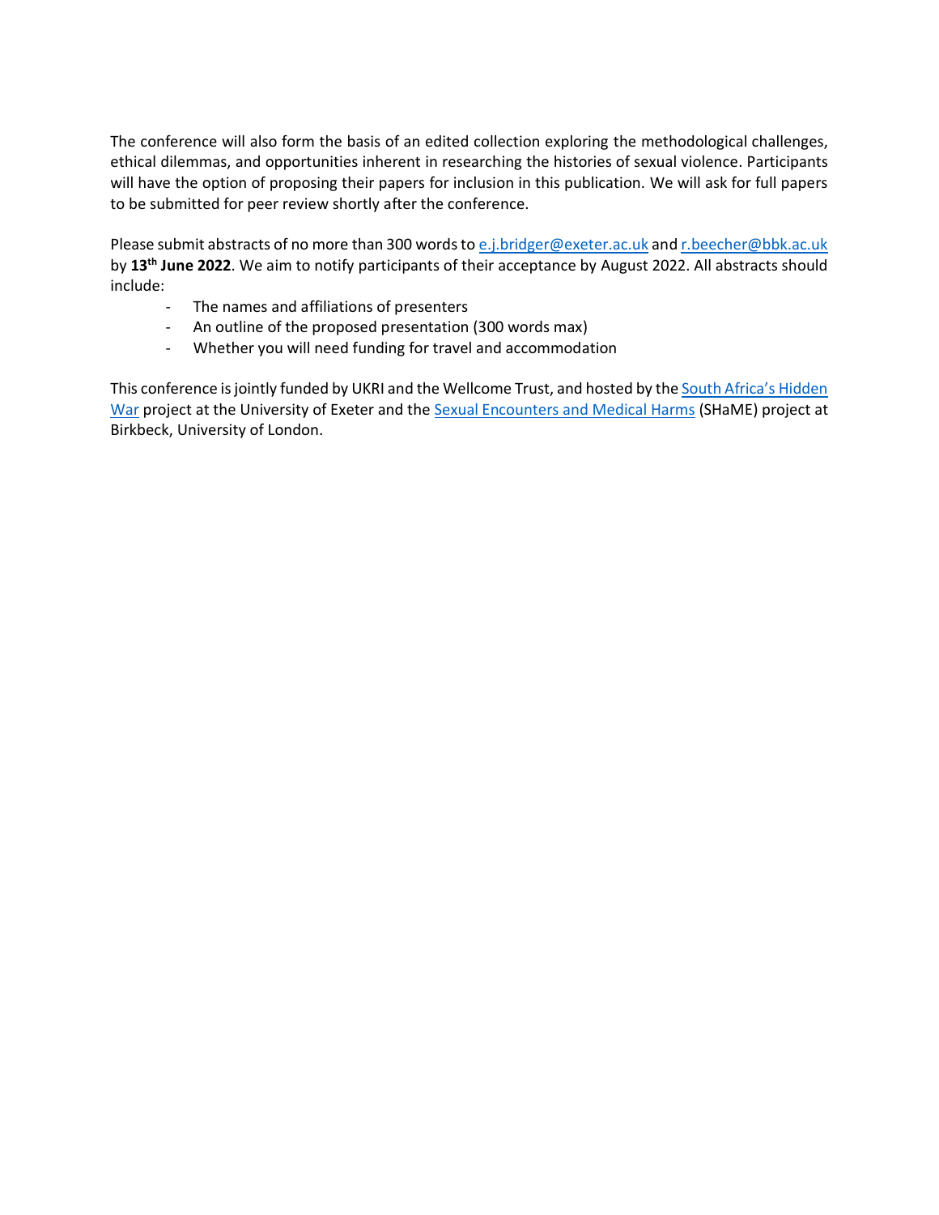The conference will also form the basis of an edited collection exploring the methodological challenges, ethical dilemmas, and opportunities inherent in researching the histories of sexual violence. Participants will have the option of proposing their papers for inclusion in this publication. We will ask for full papers to be submitted for peer review shortly after the conference.

Please submit abstracts of no more than 300 words to e.j.bridger@exeter.ac.uk and r.beecher@bbk.ac.uk by **13th June 2022**. We aim to notify participants of their acceptance by August 2022. All abstracts should include:

- The names and affiliations of presenters
- An outline of the proposed presentation (300 words max)
- Whether you will need funding for travel and accommodation

This conference is jointly funded by UKRI and the Wellcome Trust, and hosted by the South Africa's Hidden War project at the University of Exeter and the Sexual Encounters and Medical Harms (SHaME) project at Birkbeck, University of London.